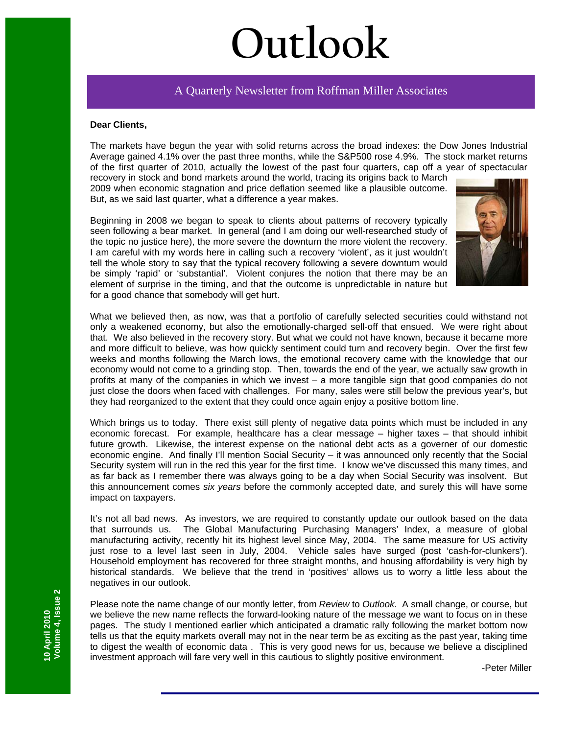# Outlook

A Quarterly Newsletter from Roffman Miller Associates

**Dear Clients,**

The markets have begun the year with solid returns across the broad indexes: the Dow Jones Industrial Average gained 4.1% over the past three months, while the S&P500 rose 4.9%. The stock market returns of the first quarter of 2010, actually the lowest of the past four quarters, cap off a year of spectacular recovery in stock and bond markets around the world, tracing its origins back to March 2009 when economic stagnation and price deflation seemed like a plausible outcome. But, as we said last quarter, what a difference a year makes.

Beginning in 2008 we began to speak to clients about patterns of recovery typically seen following a bear market. In general (and I am doing our well-researched study of the topic no justice here), the more severe the downturn the more violent the recovery. I am careful with my words here in calling such a recovery 'violent', as it just wouldn't tell the whole story to say that the typical recovery following a severe downturn would be simply 'rapid' or 'substantial'. Violent conjures the notion that there may be an element of surprise in the timing, and that the outcome is unpredictable in nature but for a good chance that somebody will get hurt.

What we believed then, as now, was that a portfolio of carefully selected securities could withstand not only a weakened economy, but also the emotionally-charged sell-off that ensued. We were right about that. We also believed in the recovery story. But what we could not have known, because it became more and more difficult to believe, was how quickly sentiment could turn and recovery begin. Over the first few weeks and months following the March lows, the emotional recovery came with the knowledge that our economy would not come to a grinding stop. Then, towards the end of the year, we actually saw growth in profits at many of the companies in which we invest – a more tangible sign that good companies do not just close the doors when faced with challenges. For many, sales were still below the previous year's, but they had reorganized to the extent that they could once again enjoy a positive bottom line.

Which brings us to today. There exist still plenty of negative data points which must be included in any economic forecast. For example, healthcare has a clear message – higher taxes – that should inhibit future growth. Likewise, the interest expense on the national debt acts as a governer of our domestic economic engine. And finally I'll mention Social Security – it was announced only recently that the Social Security system will run in the red this year for the first time. I know we've discussed this many times, and as far back as I remember there was always going to be a day when Social Security was insolvent. But this announcement comes *six years* before the commonly accepted date, and surely this will have some impact on taxpayers.

It's not all bad news. As investors, we are required to constantly update our outlook based on the data that surrounds us. The Global Manufacturing Purchasing Managers' Index, a measure of global manufacturing activity, recently hit its highest level since May, 2004. The same measure for US activity just rose to a level last seen in July, 2004. Vehicle sales have surged (post 'cash-for-clunkers'). Household employment has recovered for three straight months, and housing affordability is very high by historical standards. We believe that the trend in 'positives' allows us to worry a little less about the negatives in our outlook.

Please note the name change of our montly letter, from *Review* to *Outlook*. A small change, or course, but we believe the new name reflects the forward-looking nature of the message we want to focus on in these pages. The study I mentioned earlier which anticipated a dramatic rally following the market bottom now tells us that the equity markets overall may not in the near term be as exciting as the past year, taking time to digest the wealth of economic data . This is very good news for us, because we believe a disciplined investment approach will fare very well in this cautious to slightly positive environment.

-Peter Miller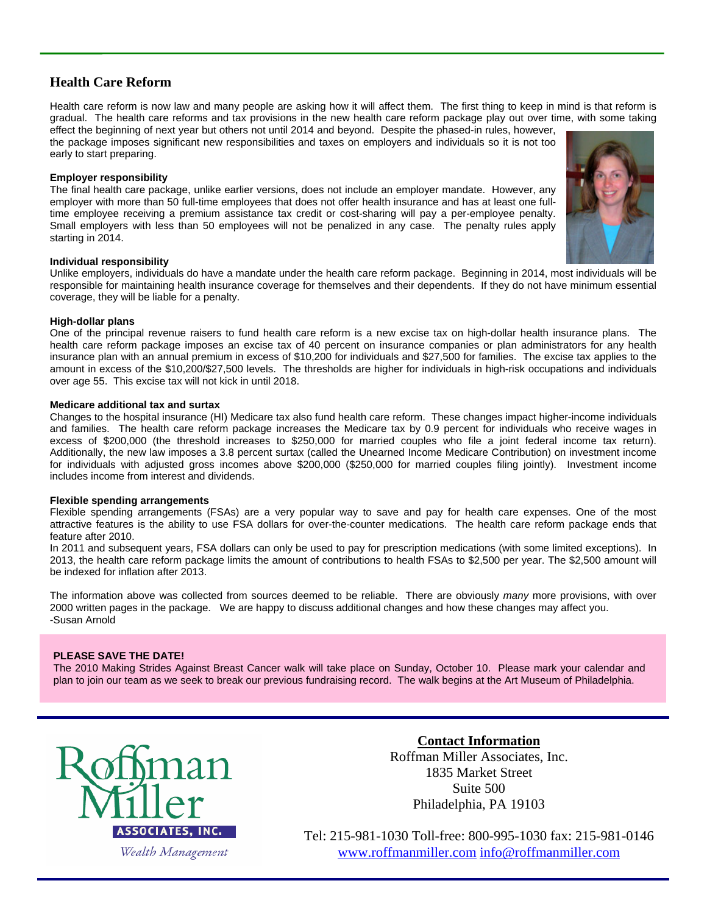## Health Care Reform

Health care reform is now law and many people are asking how it will affect them. The first thing to keep in mind is that reform is gradual. The health care reforms and tax provisions in the new health care reform package play out over time, with some taking effect the beginning of next year but others not until 2014 and beyond. Despite the phased-in rules, however, the package imposes significant new responsibilities and taxes on employers and individuals so it is not too early to start preparing.

**Employer responsibility**

The final health care package, unlike earlier versions, does not include an employer mandate. However, any employer with more than 50 full-time employees that does not offer health insurance and has at least one full-time employee receiving a premium assistance tax credit or cost-sharing will pay a per-employee penalty. Small employers with less than 50 employees will not be penalized in any case. The penalty rules apply starting in 2014.

**Individual responsibility**

Unlike employers, individuals do have a mandate under the health care reform package. Beginning in 2014, most individuals will be responsible for maintaining health insurance coverage for themselves and their dependents. If they do not have minimum essential coverage, they will be liable for a penalty.

**High-dollar plans**

One of the principal revenue raisers to fund health care reform is a new excise tax on high-dollar health insurance plans. The health care reform package imposes an excise tax of 40 percent on insurance companies or plan administrators for any health insurance plan with an annual premium in excess of $10,200 for individuals and $27,500 for families. The excise tax applies to the amount in excess of the $10,200/$27,500 levels. The thresholds are higher for individuals in high-risk occupations and individuals over age 55. This excise tax will not kick in until 2018.

**Medicare additional tax and surtax**

Changes to the hospital insurance (HI) Medicare tax also fund health care reform. These changes impact higher-income individuals and families. The health care reform package increases the Medicare tax by 0.9 percent for individuals who receive wages in excess of $200,000 (the threshold increases to $250,000 for married couples who file a joint federal income tax return). Additionally, the new law imposes a 3.8 percent surtax (called the Unearned Income Medicare Contribution) on investment income for individuals with adjusted gross incomes above $200,000 ($250,000 for married couples filing jointly). Investment income includes income from interest and dividends.

**Flexible spending arrangements**

Flexible spending arrangements (FSAs) are a very popular way to save and pay for health care expenses. One of the most attractive features is the ability to use FSA dollars for over-the-counter medications. The health care reform package ends that feature after 2010.

In 2011 and subsequent years, FSA dollars can only be used to pay for prescription medications (with some limited exceptions). In 2013, the health care reform package limits the amount of contributions to health FSAs to $2,500 per year. The $2,500 amount will be indexed for inflation after 2013.

The information above was collected from sources deemed to be reliable. There are obviously *many* more provisions, with over 2000 written pages in the package. We are happy to discuss additional changes and how these changes may affect you.
-Susan Arnold

**PLEASE SAVE THE DATE!**

The 2010 Making Strides Against Breast Cancer walk will take place on Sunday, October 10. Please mark your calendar and plan to join our team as we seek to break our previous fundraising record. The walk begins at the Art Museum of Philadelphia.

Roffman Miller
ASSOCIATES, INC.
*Wealth Management*

**Contact Information**

Roffman Miller Associates, Inc.
1835 Market Street
Suite 500
Philadelphia, PA 19103

Tel: 215-981-1030 Toll-free: 800-995-1030 fax: 215-981-0146
www.roffmanmiller.com info@roffmanmiller.com